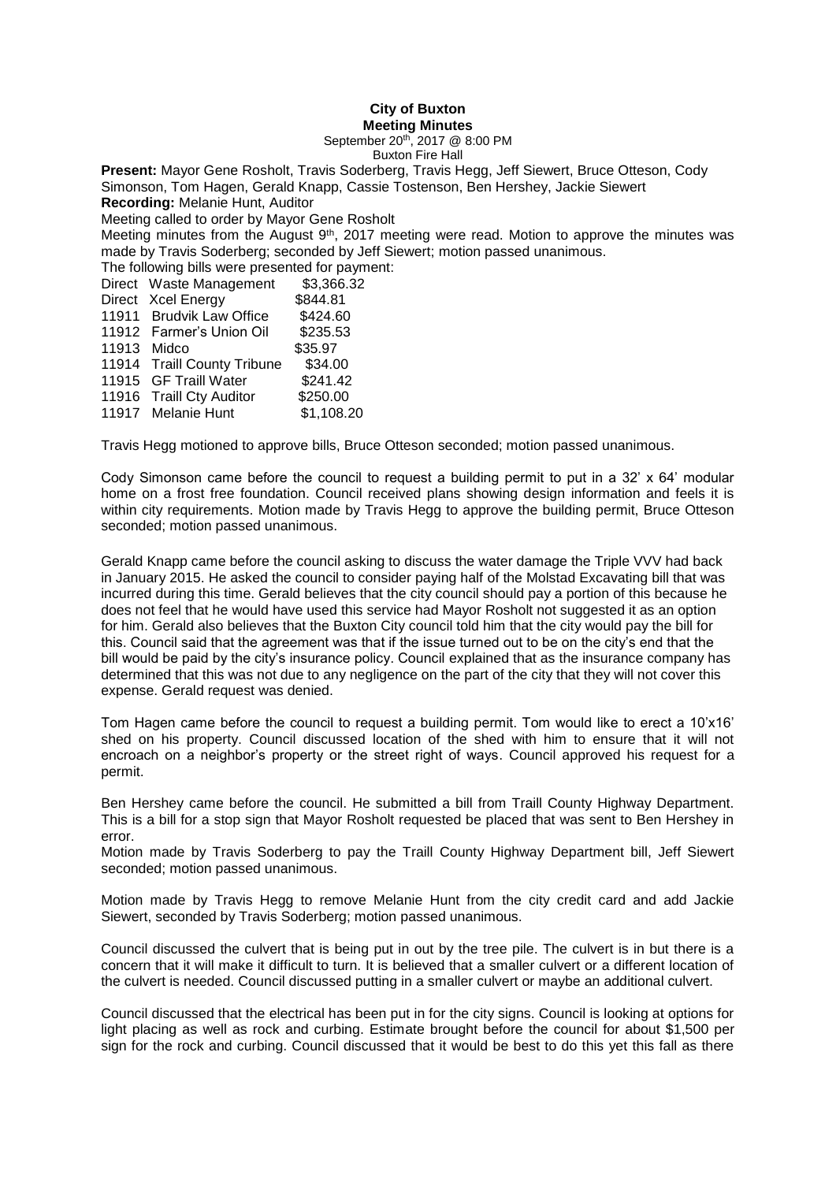# City of Buxton
## Meeting Minutes

September 20th, 2017 @ 8:00 PM
Buxton Fire Hall

**Present:** Mayor Gene Rosholt, Travis Soderberg, Travis Hegg, Jeff Siewert, Bruce Otteson, Cody Simonson, Tom Hagen, Gerald Knapp, Cassie Tostenson, Ben Hershey, Jackie Siewert
**Recording:** Melanie Hunt, Auditor

Meeting called to order by Mayor Gene Rosholt

Meeting minutes from the August 9th, 2017 meeting were read. Motion to approve the minutes was made by Travis Soderberg; seconded by Jeff Siewert; motion passed unanimous.

The following bills were presented for payment:

| | | |
|---|---|---|
| Direct | Waste Management | $3,366.32 |
| Direct | Xcel Energy | $844.81 |
| 11911 | Brudvik Law Office | $424.60 |
| 11912 | Farmer's Union Oil | $235.53 |
| 11913 | Midco | $35.97 |
| 11914 | Traill County Tribune | $34.00 |
| 11915 | GF Traill Water | $241.42 |
| 11916 | Traill Cty Auditor | $250.00 |
| 11917 | Melanie Hunt | $1,108.20 |

Travis Hegg motioned to approve bills, Bruce Otteson seconded; motion passed unanimous.

Cody Simonson came before the council to request a building permit to put in a 32' x 64' modular home on a frost free foundation. Council received plans showing design information and feels it is within city requirements. Motion made by Travis Hegg to approve the building permit, Bruce Otteson seconded; motion passed unanimous.

Gerald Knapp came before the council asking to discuss the water damage the Triple VVV had back in January 2015. He asked the council to consider paying half of the Molstad Excavating bill that was incurred during this time. Gerald believes that the city council should pay a portion of this because he does not feel that he would have used this service had Mayor Rosholt not suggested it as an option for him. Gerald also believes that the Buxton City council told him that the city would pay the bill for this. Council said that the agreement was that if the issue turned out to be on the city's end that the bill would be paid by the city's insurance policy. Council explained that as the insurance company has determined that this was not due to any negligence on the part of the city that they will not cover this expense. Gerald request was denied.

Tom Hagen came before the council to request a building permit. Tom would like to erect a 10'x16' shed on his property. Council discussed location of the shed with him to ensure that it will not encroach on a neighbor's property or the street right of ways. Council approved his request for a permit.

Ben Hershey came before the council. He submitted a bill from Traill County Highway Department. This is a bill for a stop sign that Mayor Rosholt requested be placed that was sent to Ben Hershey in error.

Motion made by Travis Soderberg to pay the Traill County Highway Department bill, Jeff Siewert seconded; motion passed unanimous.

Motion made by Travis Hegg to remove Melanie Hunt from the city credit card and add Jackie Siewert, seconded by Travis Soderberg; motion passed unanimous.

Council discussed the culvert that is being put in out by the tree pile. The culvert is in but there is a concern that it will make it difficult to turn. It is believed that a smaller culvert or a different location of the culvert is needed. Council discussed putting in a smaller culvert or maybe an additional culvert.

Council discussed that the electrical has been put in for the city signs. Council is looking at options for light placing as well as rock and curbing. Estimate brought before the council for about $1,500 per sign for the rock and curbing. Council discussed that it would be best to do this yet this fall as there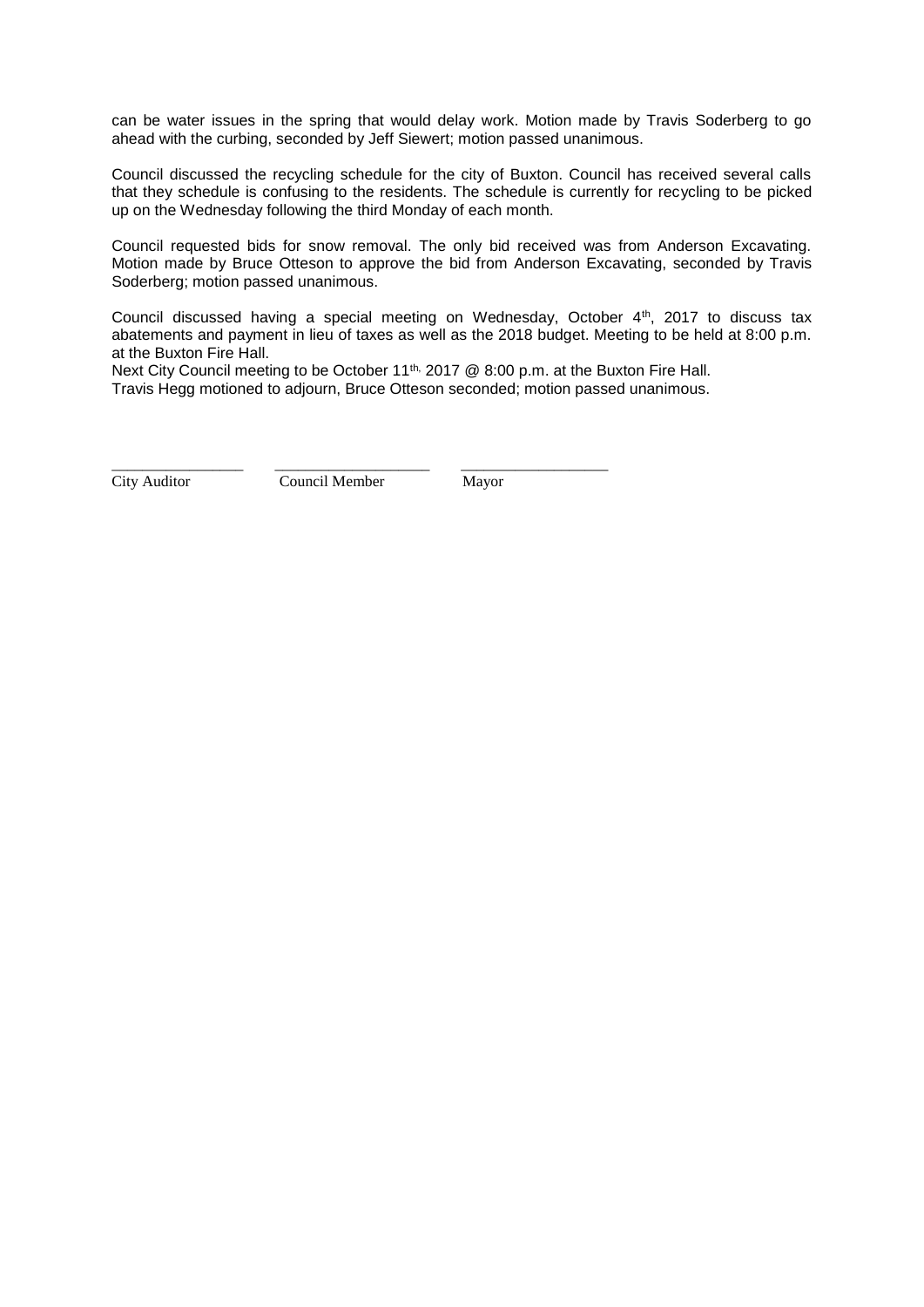can be water issues in the spring that would delay work. Motion made by Travis Soderberg to go ahead with the curbing, seconded by Jeff Siewert; motion passed unanimous.

Council discussed the recycling schedule for the city of Buxton. Council has received several calls that they schedule is confusing to the residents. The schedule is currently for recycling to be picked up on the Wednesday following the third Monday of each month.

Council requested bids for snow removal. The only bid received was from Anderson Excavating. Motion made by Bruce Otteson to approve the bid from Anderson Excavating, seconded by Travis Soderberg; motion passed unanimous.

Council discussed having a special meeting on Wednesday, October 4th, 2017 to discuss tax abatements and payment in lieu of taxes as well as the 2018 budget. Meeting to be held at 8:00 p.m. at the Buxton Fire Hall.

Next City Council meeting to be October 11th, 2017 @ 8:00 p.m. at the Buxton Fire Hall.

Travis Hegg motioned to adjourn, Bruce Otteson seconded; motion passed unanimous.

\_\_\_\_\_\_\_\_\_\_\_\_\_\_\_\_ \_\_\_\_\_\_\_\_\_\_\_\_\_\_\_\_\_\_ \_\_\_\_\_\_\_\_\_\_\_\_\_\_\_\_\_\_

City Auditor    Council Member    Mayor